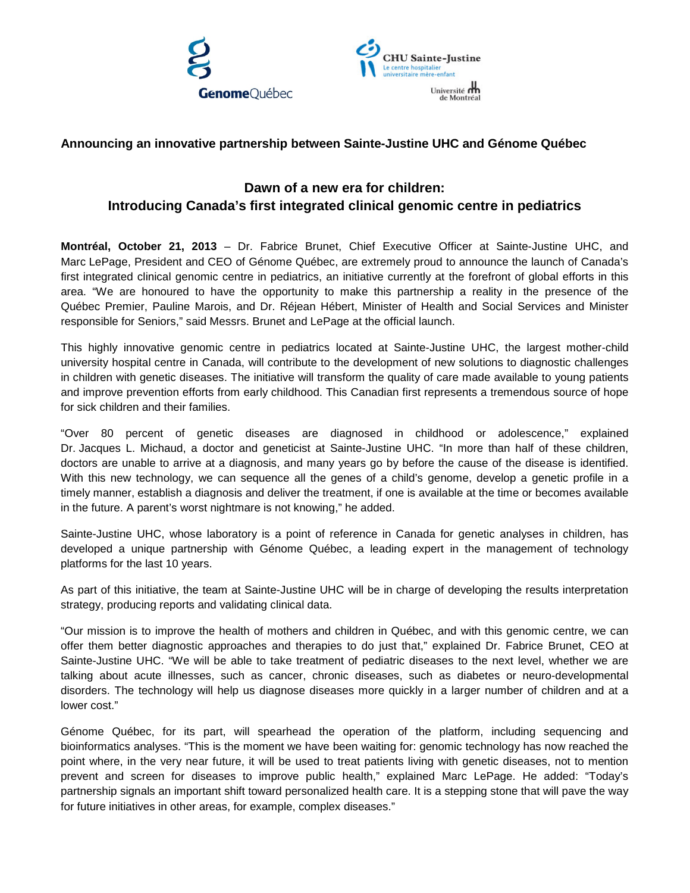**Announcing an innovative partnership between Sainte-Justine UHC and Génome Québec**

## Dawn of a new era for children: Introducing Canada's first integrated clinical genomic centre in pediatrics

**Montréal, October 21, 2013** – Dr. Fabrice Brunet, Chief Executive Officer at Sainte-Justine UHC, and Marc LePage, President and CEO of Génome Québec, are extremely proud to announce the launch of Canada's first integrated clinical genomic centre in pediatrics, an initiative currently at the forefront of global efforts in this area. "We are honoured to have the opportunity to make this partnership a reality in the presence of the Québec Premier, Pauline Marois, and Dr. Réjean Hébert, Minister of Health and Social Services and Minister responsible for Seniors," said Messrs. Brunet and LePage at the official launch.

This highly innovative genomic centre in pediatrics located at Sainte-Justine UHC, the largest mother-child university hospital centre in Canada, will contribute to the development of new solutions to diagnostic challenges in children with genetic diseases. The initiative will transform the quality of care made available to young patients and improve prevention efforts from early childhood. This Canadian first represents a tremendous source of hope for sick children and their families.

"Over 80 percent of genetic diseases are diagnosed in childhood or adolescence," explained Dr. Jacques L. Michaud, a doctor and geneticist at Sainte-Justine UHC. "In more than half of these children, doctors are unable to arrive at a diagnosis, and many years go by before the cause of the disease is identified. With this new technology, we can sequence all the genes of a child's genome, develop a genetic profile in a timely manner, establish a diagnosis and deliver the treatment, if one is available at the time or becomes available in the future. A parent's worst nightmare is not knowing," he added.

Sainte-Justine UHC, whose laboratory is a point of reference in Canada for genetic analyses in children, has developed a unique partnership with Génome Québec, a leading expert in the management of technology platforms for the last 10 years.

As part of this initiative, the team at Sainte-Justine UHC will be in charge of developing the results interpretation strategy, producing reports and validating clinical data.

"Our mission is to improve the health of mothers and children in Québec, and with this genomic centre, we can offer them better diagnostic approaches and therapies to do just that," explained Dr. Fabrice Brunet, CEO at Sainte-Justine UHC. "We will be able to take treatment of pediatric diseases to the next level, whether we are talking about acute illnesses, such as cancer, chronic diseases, such as diabetes or neuro-developmental disorders. The technology will help us diagnose diseases more quickly in a larger number of children and at a lower cost."

Génome Québec, for its part, will spearhead the operation of the platform, including sequencing and bioinformatics analyses. "This is the moment we have been waiting for: genomic technology has now reached the point where, in the very near future, it will be used to treat patients living with genetic diseases, not to mention prevent and screen for diseases to improve public health," explained Marc LePage. He added: "Today's partnership signals an important shift toward personalized health care. It is a stepping stone that will pave the way for future initiatives in other areas, for example, complex diseases."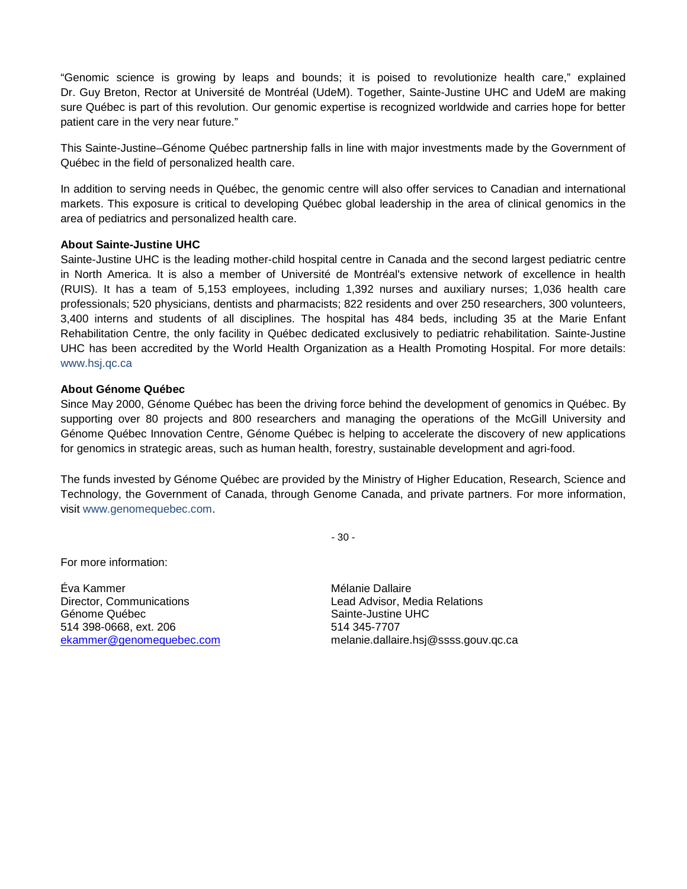"Genomic science is growing by leaps and bounds; it is poised to revolutionize health care," explained Dr. Guy Breton, Rector at Université de Montréal (UdeM). Together, Sainte-Justine UHC and UdeM are making sure Québec is part of this revolution. Our genomic expertise is recognized worldwide and carries hope for better patient care in the very near future."

This Sainte-Justine–Génome Québec partnership falls in line with major investments made by the Government of Québec in the field of personalized health care.

In addition to serving needs in Québec, the genomic centre will also offer services to Canadian and international markets. This exposure is critical to developing Québec global leadership in the area of clinical genomics in the area of pediatrics and personalized health care.

**About Sainte-Justine UHC**

Sainte-Justine UHC is the leading mother-child hospital centre in Canada and the second largest pediatric centre in North America. It is also a member of Université de Montréal's extensive network of excellence in health (RUIS). It has a team of 5,153 employees, including 1,392 nurses and auxiliary nurses; 1,036 health care professionals; 520 physicians, dentists and pharmacists; 822 residents and over 250 researchers, 300 volunteers, 3,400 interns and students of all disciplines. The hospital has 484 beds, including 35 at the Marie Enfant Rehabilitation Centre, the only facility in Québec dedicated exclusively to pediatric rehabilitation. Sainte-Justine UHC has been accredited by the World Health Organization as a Health Promoting Hospital. For more details: www.hsj.qc.ca

**About Génome Québec**

Since May 2000, Génome Québec has been the driving force behind the development of genomics in Québec. By supporting over 80 projects and 800 researchers and managing the operations of the McGill University and Génome Québec Innovation Centre, Génome Québec is helping to accelerate the discovery of new applications for genomics in strategic areas, such as human health, forestry, sustainable development and agri-food.

The funds invested by Génome Québec are provided by the Ministry of Higher Education, Research, Science and Technology, the Government of Canada, through Genome Canada, and private partners. For more information, visit www.genomequebec.com.

- 30 -

For more information:

Éva Kammer
Director, Communications
Génome Québec
514 398-0668, ext. 206
ekammer@genomequebec.com

Mélanie Dallaire
Lead Advisor, Media Relations
Sainte-Justine UHC
514 345-7707
melanie.dallaire.hsj@ssss.gouv.qc.ca